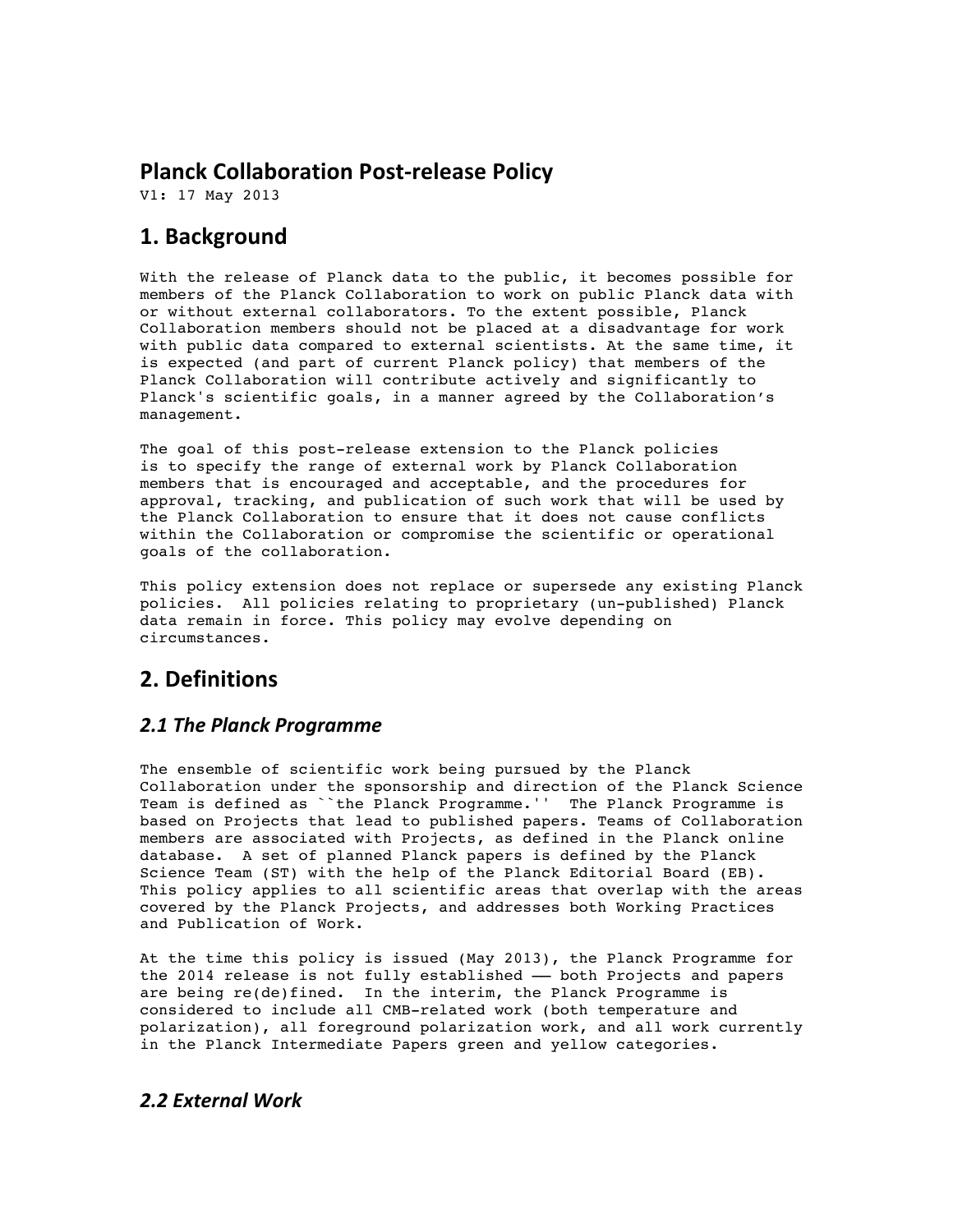# Planck Collaboration Post-release Policy

V1: 17 May 2013

## 1. Background

With the release of Planck data to the public, it becomes possible for members of the Planck Collaboration to work on public Planck data with or without external collaborators. To the extent possible, Planck Collaboration members should not be placed at a disadvantage for work with public data compared to external scientists. At the same time, it is expected (and part of current Planck policy) that members of the Planck Collaboration will contribute actively and significantly to Planck's scientific goals, in a manner agreed by the Collaboration's management.

The goal of this post-release extension to the Planck policies is to specify the range of external work by Planck Collaboration members that is encouraged and acceptable, and the procedures for approval, tracking, and publication of such work that will be used by the Planck Collaboration to ensure that it does not cause conflicts within the Collaboration or compromise the scientific or operational goals of the collaboration.

This policy extension does not replace or supersede any existing Planck policies. All policies relating to proprietary (un-published) Planck data remain in force. This policy may evolve depending on circumstances.

## 2. Definitions

### *2.1 The Planck Programme*

The ensemble of scientific work being pursued by the Planck Collaboration under the sponsorship and direction of the Planck Science Team is defined as ``the Planck Programme.'' The Planck Programme is based on Projects that lead to published papers. Teams of Collaboration members are associated with Projects, as defined in the Planck online database. A set of planned Planck papers is defined by the Planck Science Team (ST) with the help of the Planck Editorial Board (EB). This policy applies to all scientific areas that overlap with the areas covered by the Planck Projects, and addresses both Working Practices and Publication of Work.

At the time this policy is issued (May 2013), the Planck Programme for the 2014 release is not fully established —— both Projects and papers are being re(de)fined. In the interim, the Planck Programme is considered to include all CMB-related work (both temperature and polarization), all foreground polarization work, and all work currently in the Planck Intermediate Papers green and yellow categories.

### *2.2 External Work*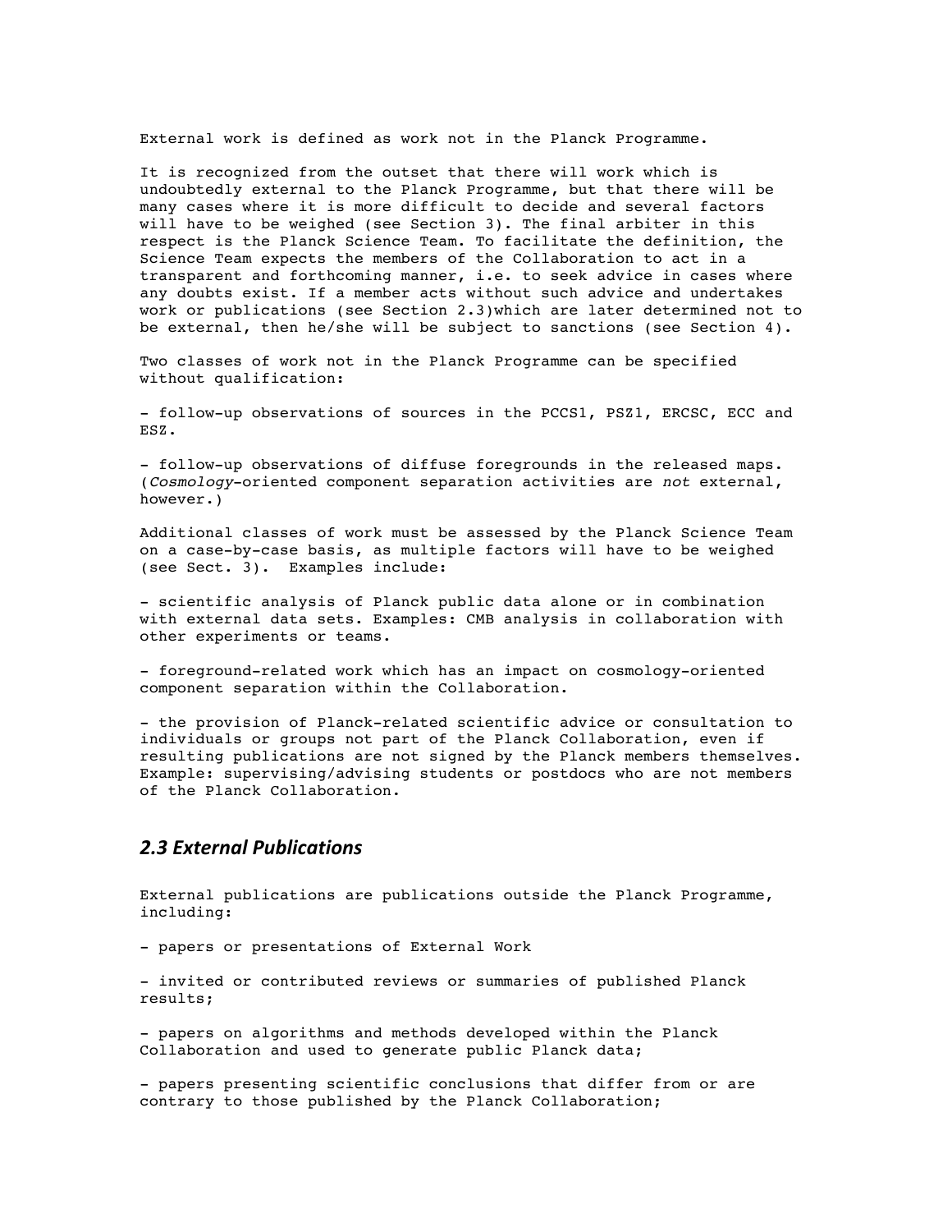External work is defined as work not in the Planck Programme.

It is recognized from the outset that there will work which is undoubtedly external to the Planck Programme, but that there will be many cases where it is more difficult to decide and several factors will have to be weighed (see Section 3). The final arbiter in this respect is the Planck Science Team. To facilitate the definition, the Science Team expects the members of the Collaboration to act in a transparent and forthcoming manner, i.e. to seek advice in cases where any doubts exist. If a member acts without such advice and undertakes work or publications (see Section 2.3)which are later determined not to be external, then he/she will be subject to sanctions (see Section 4).

Two classes of work not in the Planck Programme can be specified without qualification:

- follow-up observations of sources in the PCCS1, PSZ1, ERCSC, ECC and ESZ.

- follow-up observations of diffuse foregrounds in the released maps. (*Cosmology*-oriented component separation activities are *not* external, however.)

Additional classes of work must be assessed by the Planck Science Team on a case-by-case basis, as multiple factors will have to be weighed (see Sect. 3). Examples include:

- scientific analysis of Planck public data alone or in combination with external data sets. Examples: CMB analysis in collaboration with other experiments or teams.

- foreground-related work which has an impact on cosmology-oriented component separation within the Collaboration.

- the provision of Planck-related scientific advice or consultation to individuals or groups not part of the Planck Collaboration, even if resulting publications are not signed by the Planck members themselves. Example: supervising/advising students or postdocs who are not members of the Planck Collaboration.

## *2.3 External Publications*

External publications are publications outside the Planck Programme, including:

- papers or presentations of External Work

- invited or contributed reviews or summaries of published Planck results;

- papers on algorithms and methods developed within the Planck Collaboration and used to generate public Planck data;

- papers presenting scientific conclusions that differ from or are contrary to those published by the Planck Collaboration;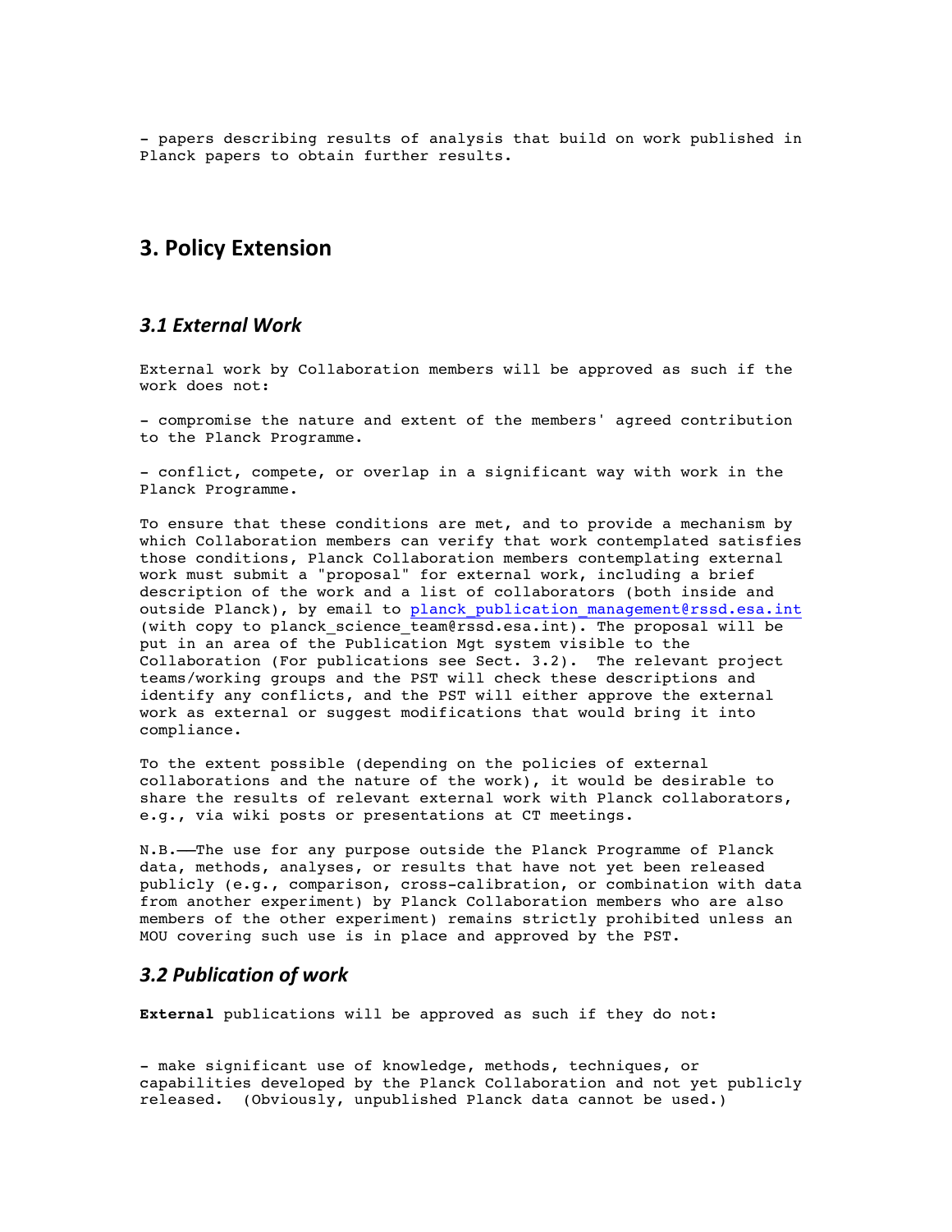- papers describing results of analysis that build on work published in Planck papers to obtain further results.

## 3. Policy Extension

### *3.1 External Work*

External work by Collaboration members will be approved as such if the work does not:

- compromise the nature and extent of the members' agreed contribution to the Planck Programme.

- conflict, compete, or overlap in a significant way with work in the Planck Programme.

To ensure that these conditions are met, and to provide a mechanism by which Collaboration members can verify that work contemplated satisfies those conditions, Planck Collaboration members contemplating external work must submit a "proposal" for external work, including a brief description of the work and a list of collaborators (both inside and outside Planck), by email to planck_publication_management@rssd.esa.int (with copy to planck_science_team@rssd.esa.int). The proposal will be put in an area of the Publication Mgt system visible to the Collaboration (For publications see Sect. 3.2). The relevant project teams/working groups and the PST will check these descriptions and identify any conflicts, and the PST will either approve the external work as external or suggest modifications that would bring it into compliance.

To the extent possible (depending on the policies of external collaborations and the nature of the work), it would be desirable to share the results of relevant external work with Planck collaborators, e.g., via wiki posts or presentations at CT meetings.

N.B.——The use for any purpose outside the Planck Programme of Planck data, methods, analyses, or results that have not yet been released publicly (e.g., comparison, cross-calibration, or combination with data from another experiment) by Planck Collaboration members who are also members of the other experiment) remains strictly prohibited unless an MOU covering such use is in place and approved by the PST.

### *3.2 Publication of work*

**External** publications will be approved as such if they do not:

- make significant use of knowledge, methods, techniques, or capabilities developed by the Planck Collaboration and not yet publicly released. (Obviously, unpublished Planck data cannot be used.)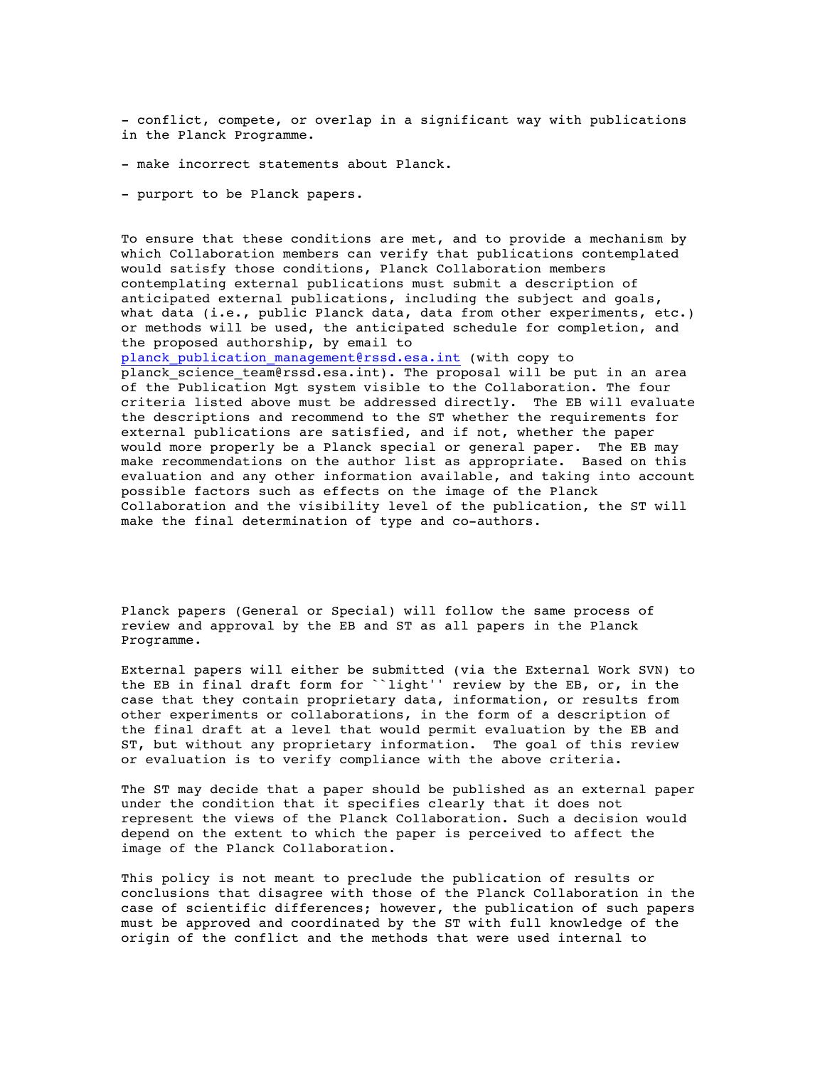- conflict, compete, or overlap in a significant way with publications in the Planck Programme.

- make incorrect statements about Planck.

- purport to be Planck papers.

To ensure that these conditions are met, and to provide a mechanism by which Collaboration members can verify that publications contemplated would satisfy those conditions, Planck Collaboration members contemplating external publications must submit a description of anticipated external publications, including the subject and goals, what data (i.e., public Planck data, data from other experiments, etc.) or methods will be used, the anticipated schedule for completion, and the proposed authorship, by email to planck_publication_management@rssd.esa.int (with copy to planck_science_team@rssd.esa.int). The proposal will be put in an area of the Publication Mgt system visible to the Collaboration. The four criteria listed above must be addressed directly. The EB will evaluate the descriptions and recommend to the ST whether the requirements for external publications are satisfied, and if not, whether the paper would more properly be a Planck special or general paper. The EB may make recommendations on the author list as appropriate. Based on this evaluation and any other information available, and taking into account possible factors such as effects on the image of the Planck Collaboration and the visibility level of the publication, the ST will make the final determination of type and co-authors.

Planck papers (General or Special) will follow the same process of review and approval by the EB and ST as all papers in the Planck Programme.

External papers will either be submitted (via the External Work SVN) to the EB in final draft form for ``light'' review by the EB, or, in the case that they contain proprietary data, information, or results from other experiments or collaborations, in the form of a description of the final draft at a level that would permit evaluation by the EB and ST, but without any proprietary information. The goal of this review or evaluation is to verify compliance with the above criteria.

The ST may decide that a paper should be published as an external paper under the condition that it specifies clearly that it does not represent the views of the Planck Collaboration. Such a decision would depend on the extent to which the paper is perceived to affect the image of the Planck Collaboration.

This policy is not meant to preclude the publication of results or conclusions that disagree with those of the Planck Collaboration in the case of scientific differences; however, the publication of such papers must be approved and coordinated by the ST with full knowledge of the origin of the conflict and the methods that were used internal to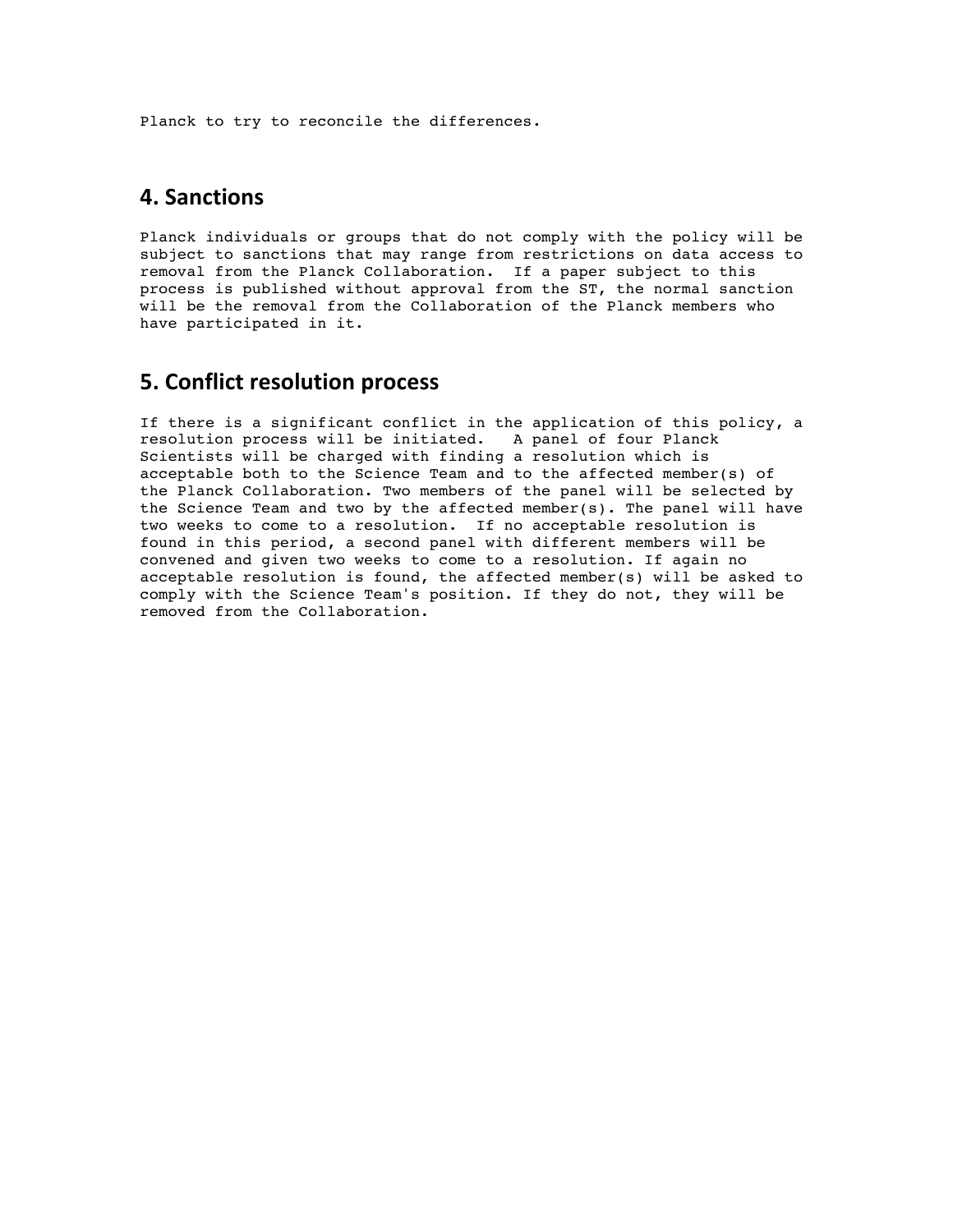Planck to try to reconcile the differences.

## 4. Sanctions

Planck individuals or groups that do not comply with the policy will be subject to sanctions that may range from restrictions on data access to removal from the Planck Collaboration. If a paper subject to this process is published without approval from the ST, the normal sanction will be the removal from the Collaboration of the Planck members who have participated in it.

## 5. Conflict resolution process

If there is a significant conflict in the application of this policy, a resolution process will be initiated. A panel of four Planck Scientists will be charged with finding a resolution which is acceptable both to the Science Team and to the affected member(s) of the Planck Collaboration. Two members of the panel will be selected by the Science Team and two by the affected member(s). The panel will have two weeks to come to a resolution. If no acceptable resolution is found in this period, a second panel with different members will be convened and given two weeks to come to a resolution. If again no acceptable resolution is found, the affected member(s) will be asked to comply with the Science Team's position. If they do not, they will be removed from the Collaboration.